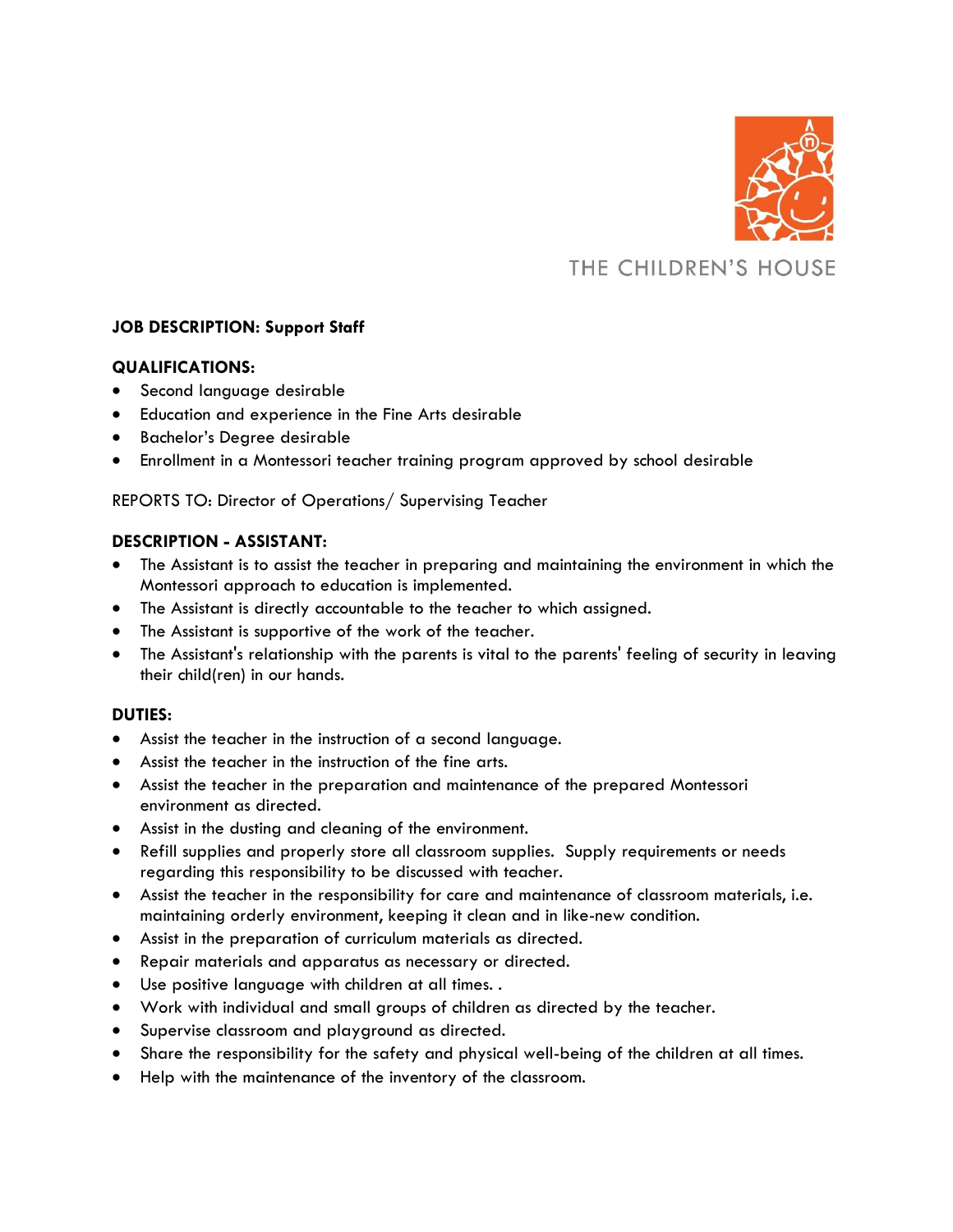THE CHILDREN'S HOUSE

**JOB DESCRIPTION: Support Staff**

**QUALIFICATIONS:**

- Second language desirable
- Education and experience in the Fine Arts desirable
- Bachelor's Degree desirable
- Enrollment in a Montessori teacher training program approved by school desirable

REPORTS TO: Director of Operations/ Supervising Teacher

**DESCRIPTION - ASSISTANT:**

- The Assistant is to assist the teacher in preparing and maintaining the environment in which the Montessori approach to education is implemented.
- The Assistant is directly accountable to the teacher to which assigned.
- The Assistant is supportive of the work of the teacher.
- The Assistant's relationship with the parents is vital to the parents' feeling of security in leaving their child(ren) in our hands.

**DUTIES:**

- Assist the teacher in the instruction of a second language.
- Assist the teacher in the instruction of the fine arts.
- Assist the teacher in the preparation and maintenance of the prepared Montessori environment as directed.
- Assist in the dusting and cleaning of the environment.
- Refill supplies and properly store all classroom supplies. Supply requirements or needs regarding this responsibility to be discussed with teacher.
- Assist the teacher in the responsibility for care and maintenance of classroom materials, i.e. maintaining orderly environment, keeping it clean and in like-new condition.
- Assist in the preparation of curriculum materials as directed.
- Repair materials and apparatus as necessary or directed.
- Use positive language with children at all times. .
- Work with individual and small groups of children as directed by the teacher.
- Supervise classroom and playground as directed.
- Share the responsibility for the safety and physical well-being of the children at all times.
- Help with the maintenance of the inventory of the classroom.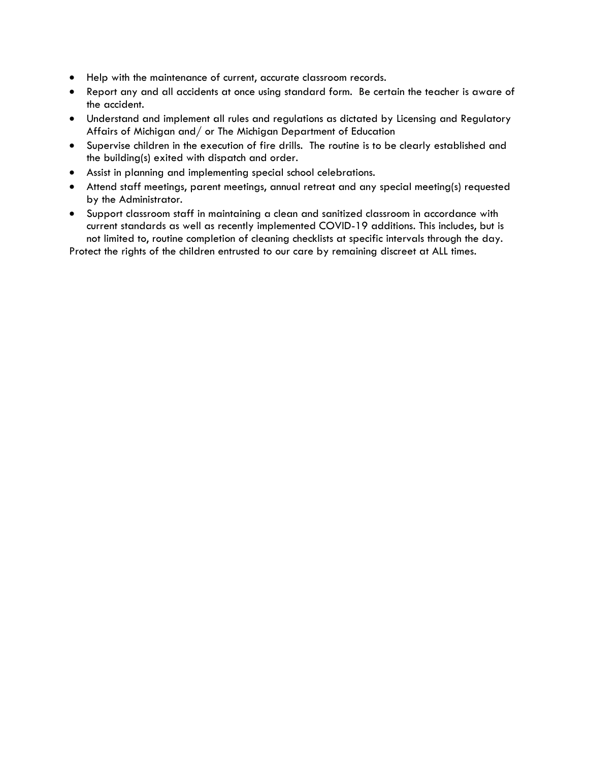- Help with the maintenance of current, accurate classroom records.
- Report any and all accidents at once using standard form. Be certain the teacher is aware of the accident.
- Understand and implement all rules and regulations as dictated by Licensing and Regulatory Affairs of Michigan and/ or The Michigan Department of Education
- Supervise children in the execution of fire drills. The routine is to be clearly established and the building(s) exited with dispatch and order.
- Assist in planning and implementing special school celebrations.
- Attend staff meetings, parent meetings, annual retreat and any special meeting(s) requested by the Administrator.
- Support classroom staff in maintaining a clean and sanitized classroom in accordance with current standards as well as recently implemented COVID-19 additions. This includes, but is not limited to, routine completion of cleaning checklists at specific intervals through the day.

Protect the rights of the children entrusted to our care by remaining discreet at ALL times.